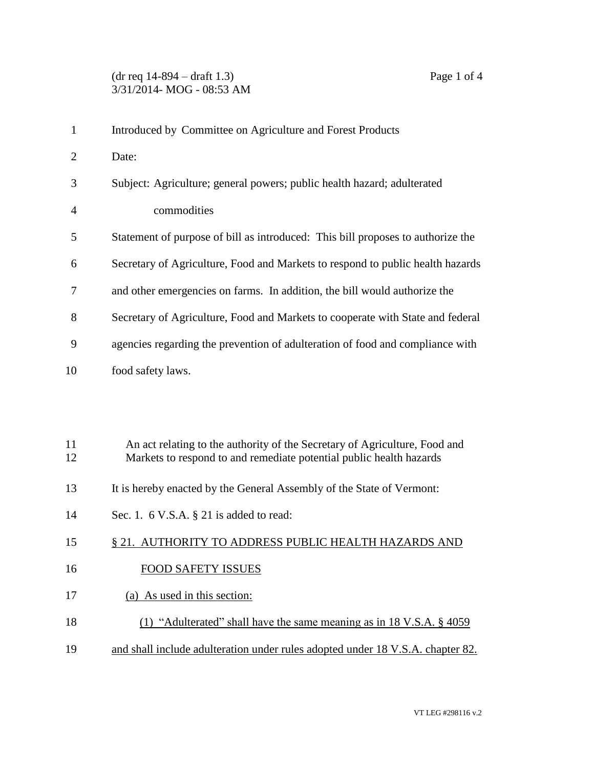(dr req 14-894 – draft 1.3)
3/31/2014- MOG - 08:53 AM

Introduced by Committee on Agriculture and Forest Products

Date:

Subject: Agriculture; general powers; public health hazard; adulterated commodities

Statement of purpose of bill as introduced: This bill proposes to authorize the Secretary of Agriculture, Food and Markets to respond to public health hazards and other emergencies on farms. In addition, the bill would authorize the Secretary of Agriculture, Food and Markets to cooperate with State and federal agencies regarding the prevention of adulteration of food and compliance with food safety laws.

An act relating to the authority of the Secretary of Agriculture, Food and Markets to respond to and remediate potential public health hazards

It is hereby enacted by the General Assembly of the State of Vermont:

Sec. 1. 6 V.S.A. § 21 is added to read:

§ 21. AUTHORITY TO ADDRESS PUBLIC HEALTH HAZARDS AND FOOD SAFETY ISSUES

(a) As used in this section:

(1) "Adulterated" shall have the same meaning as in 18 V.S.A. § 4059 and shall include adulteration under rules adopted under 18 V.S.A. chapter 82.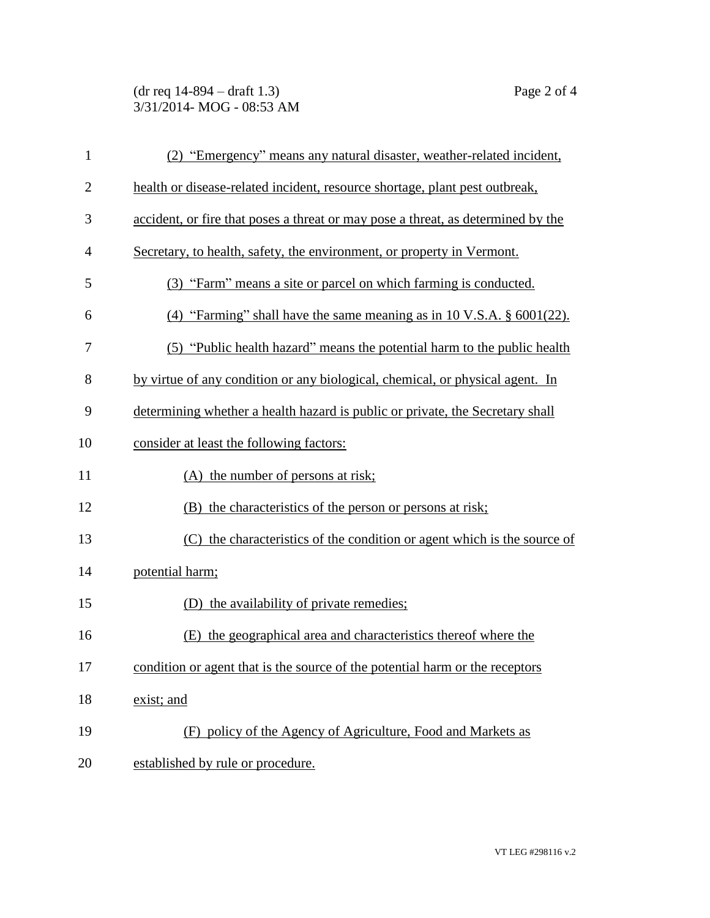(2) "Emergency" means any natural disaster, weather-related incident, health or disease-related incident, resource shortage, plant pest outbreak, accident, or fire that poses a threat or may pose a threat, as determined by the Secretary, to health, safety, the environment, or property in Vermont.

(3) "Farm" means a site or parcel on which farming is conducted.

(4) "Farming" shall have the same meaning as in 10 V.S.A. § 6001(22).

(5) "Public health hazard" means the potential harm to the public health by virtue of any condition or any biological, chemical, or physical agent. In determining whether a health hazard is public or private, the Secretary shall consider at least the following factors:

(A) the number of persons at risk;

(B) the characteristics of the person or persons at risk;

(C) the characteristics of the condition or agent which is the source of potential harm;

(D) the availability of private remedies;

(E) the geographical area and characteristics thereof where the condition or agent that is the source of the potential harm or the receptors exist; and

(F) policy of the Agency of Agriculture, Food and Markets as established by rule or procedure.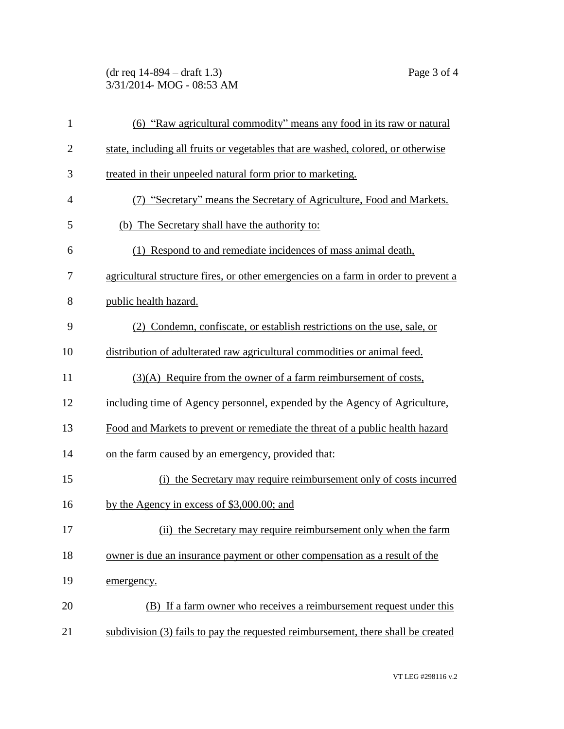(6) "Raw agricultural commodity" means any food in its raw or natural state, including all fruits or vegetables that are washed, colored, or otherwise treated in their unpeeled natural form prior to marketing.

(7) "Secretary" means the Secretary of Agriculture, Food and Markets.

(b) The Secretary shall have the authority to:

(1) Respond to and remediate incidences of mass animal death, agricultural structure fires, or other emergencies on a farm in order to prevent a public health hazard.

(2) Condemn, confiscate, or establish restrictions on the use, sale, or distribution of adulterated raw agricultural commodities or animal feed.

(3)(A) Require from the owner of a farm reimbursement of costs, including time of Agency personnel, expended by the Agency of Agriculture, Food and Markets to prevent or remediate the threat of a public health hazard on the farm caused by an emergency, provided that:

(i) the Secretary may require reimbursement only of costs incurred by the Agency in excess of $3,000.00; and

(ii) the Secretary may require reimbursement only when the farm owner is due an insurance payment or other compensation as a result of the emergency.

(B) If a farm owner who receives a reimbursement request under this subdivision (3) fails to pay the requested reimbursement, there shall be created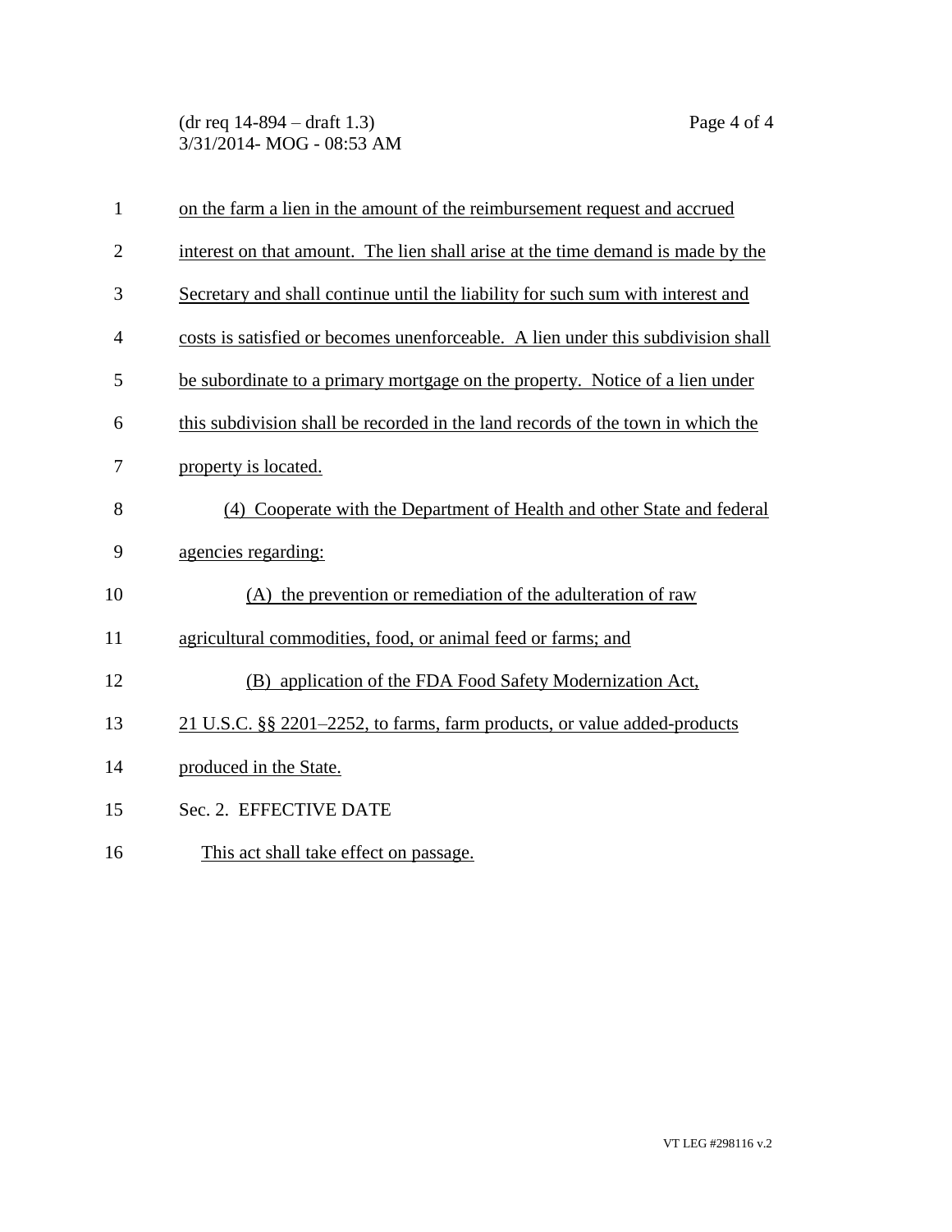on the farm a lien in the amount of the reimbursement request and accrued interest on that amount. The lien shall arise at the time demand is made by the Secretary and shall continue until the liability for such sum with interest and costs is satisfied or becomes unenforceable. A lien under this subdivision shall be subordinate to a primary mortgage on the property. Notice of a lien under this subdivision shall be recorded in the land records of the town in which the property is located.

(4) Cooperate with the Department of Health and other State and federal agencies regarding:

(A) the prevention or remediation of the adulteration of raw agricultural commodities, food, or animal feed or farms; and

(B) application of the FDA Food Safety Modernization Act, 21 U.S.C. §§ 2201–2252, to farms, farm products, or value added-products produced in the State.

Sec. 2. EFFECTIVE DATE

This act shall take effect on passage.